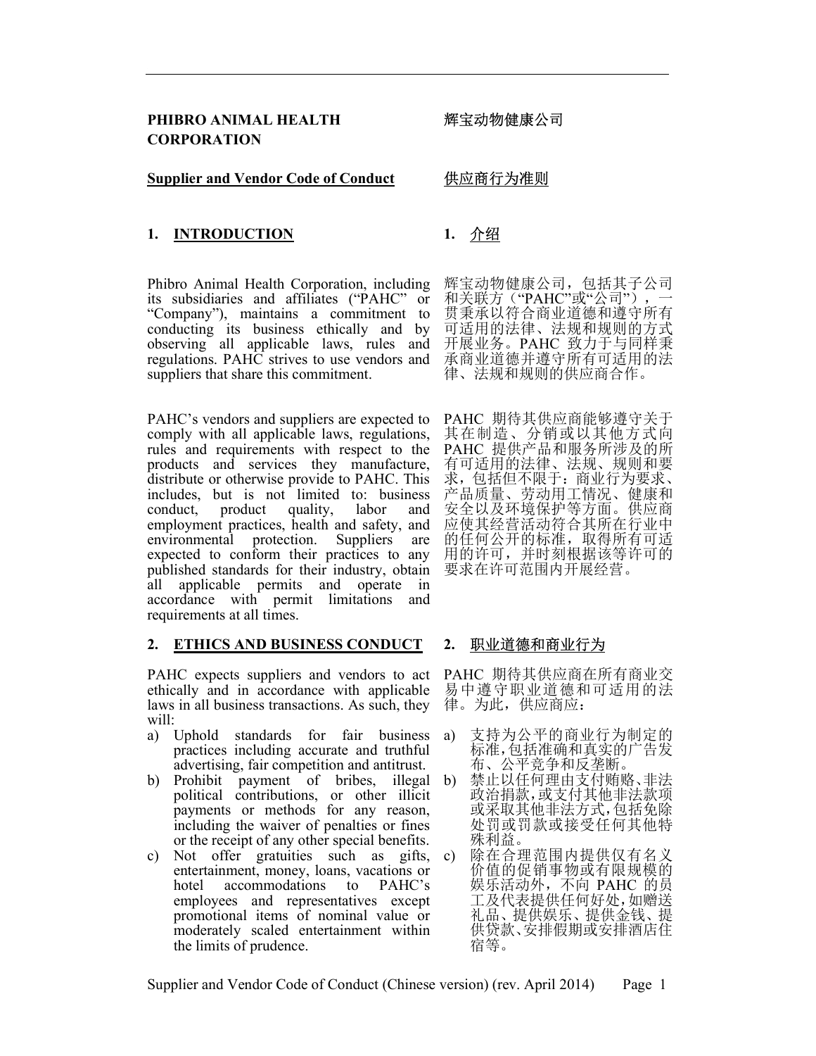**PHIBRO ANIMAL HEALTH CORPORATION**

辉宝动物健康公司

**<u>Supplier and Vendor Code of Conduct</u>**

<u>供应商行为准则</u>

## 1. <u>INTRODUCTION</u>

## 1. <u>介绍</u>

Phibro Animal Health Corporation, including its subsidiaries and affiliates ("PAHC" or "Company"), maintains a commitment to conducting its business ethically and by observing all applicable laws, rules and regulations. PAHC strives to use vendors and suppliers that share this commitment.

辉宝动物健康公司，包括其子公司和关联方（"PAHC"或"公司"），一贯秉承以符合商业道德和遵守所有可适用的法律、法规和规则的方式开展业务。PAHC 致力于与同样秉承商业道德并遵守所有可适用的法律、法规和规则的供应商合作。

PAHC's vendors and suppliers are expected to comply with all applicable laws, regulations, rules and requirements with respect to the products and services they manufacture, distribute or otherwise provide to PAHC. This includes, but is not limited to: business conduct, product quality, labor and employment practices, health and safety, and environmental protection. Suppliers are expected to conform their practices to any published standards for their industry, obtain all applicable permits and operate in accordance with permit limitations and requirements at all times.

PAHC 期待其供应商能够遵守关于其在制造、分销或以其他方式向 PAHC 提供产品和服务所涉及的所有可适用的法律、法规、规则和要求，包括但不限于：商业行为要求、产品质量、劳动用工情况、健康和安全以及环境保护等方面。供应商应使其经营活动符合其所在行业中的任何公开的标准，取得所有可适用的许可，并时刻根据该等许可的要求在许可范围内开展经营。

## 2. <u>ETHICS AND BUSINESS CONDUCT</u>

## 2. <u>职业道德和商业行为</u>

PAHC expects suppliers and vendors to act ethically and in accordance with applicable laws in all business transactions. As such, they will:

a) Uphold standards for fair business practices including accurate and truthful advertising, fair competition and antitrust.
b) Prohibit payment of bribes, illegal political contributions, or other illicit payments or methods for any reason, including the waiver of penalties or fines or the receipt of any other special benefits.
c) Not offer gratuities such as gifts, entertainment, money, loans, vacations or hotel accommodations to PAHC's employees and representatives except promotional items of nominal value or moderately scaled entertainment within the limits of prudence.

PAHC 期待其供应商在所有商业交易中遵守职业道德和可适用的法律。为此，供应商应：

a) 支持为公平的商业行为制定的标准,包括准确和真实的广告发布、公平竞争和反垄断。
b) 禁止以任何理由支付贿赂、非法政治捐款，或支付其他非法款项或采取其他非法方式,包括免除处罚或罚款或接受任何其他特殊利益。
c) 除在合理范围内提供仅有名义价值的促销事物或有限规模的娱乐活动外，不向 PAHC 的员工及代表提供任何好处,如赠送礼品、提供娱乐、提供金钱、提供贷款、安排假期或安排酒店住宿等。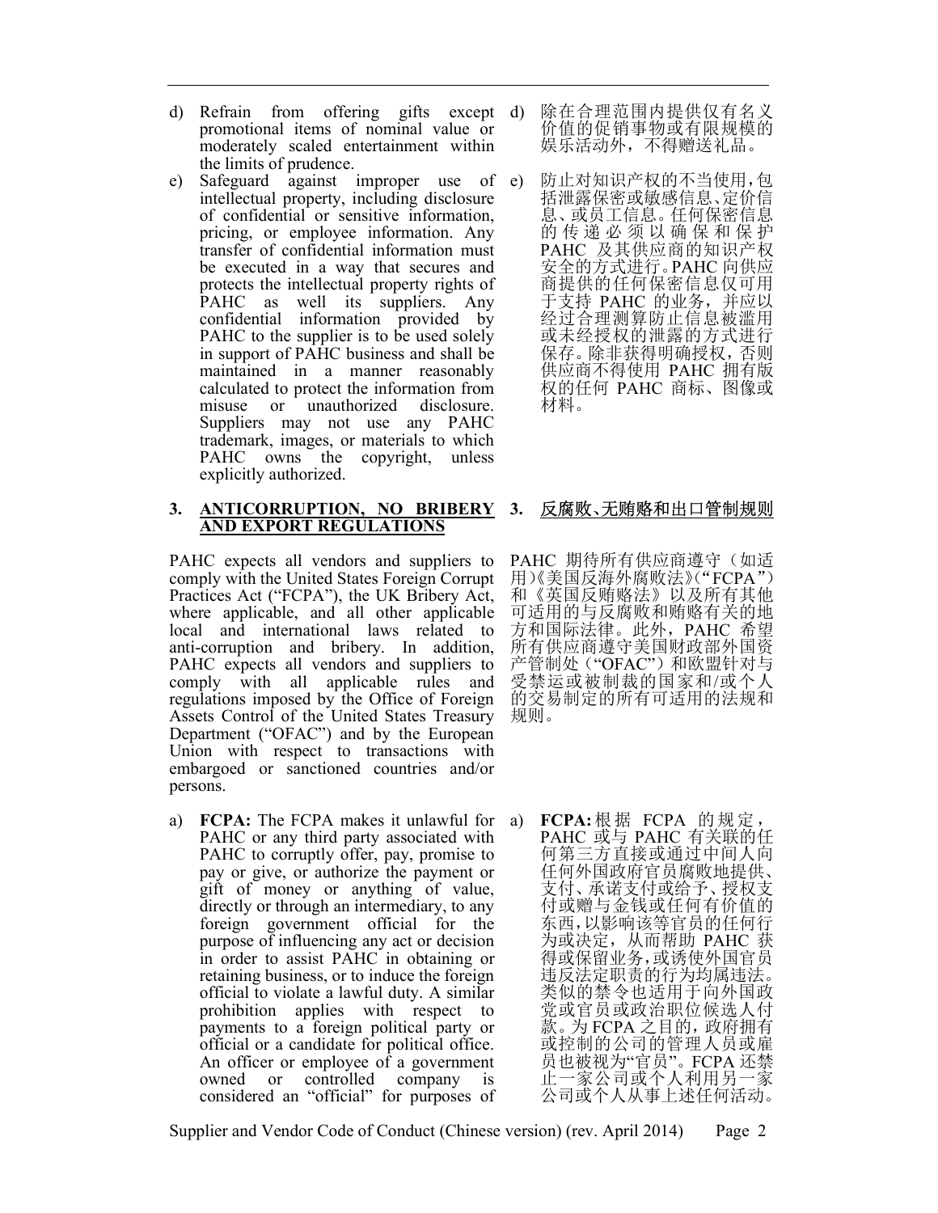d) Refrain from offering gifts except promotional items of nominal value or moderately scaled entertainment within the limits of prudence.

e) Safeguard against improper use of intellectual property, including disclosure of confidential or sensitive information, pricing, or employee information. Any transfer of confidential information must be executed in a way that secures and protects the intellectual property rights of PAHC as well its suppliers. Any confidential information provided by PAHC to the supplier is to be used solely in support of PAHC business and shall be maintained in a manner reasonably calculated to protect the information from misuse or unauthorized disclosure. Suppliers may not use any PAHC trademark, images, or materials to which PAHC owns the copyright, unless explicitly authorized.

d) 除在合理范围内提供仅有名义价值的促销事物或有限规模的娱乐活动外，不得赠送礼品。

e) 防止对知识产权的不当使用，包括泄露保密或敏感信息、定价信息、或员工信息。任何保密信息的传递必须以确保和保护 PAHC 及其供应商的知识产权安全的方式进行。PAHC 向供应商提供的任何保密信息仅可用于支持 PAHC 的业务，并应以经过合理测算防止信息被滥用或未经授权的泄露的方式进行保存。除非获得明确授权，否则供应商不得使用 PAHC 拥有版权的任何 PAHC 商标、图像或材料。

## 3. ANTICORRUPTION, NO BRIBERY AND EXPORT REGULATIONS

PAHC expects all vendors and suppliers to comply with the United States Foreign Corrupt Practices Act ("FCPA"), the UK Bribery Act, where applicable, and all other applicable local and international laws related to anti-corruption and bribery. In addition, PAHC expects all vendors and suppliers to comply with all applicable rules and regulations imposed by the Office of Foreign Assets Control of the United States Treasury Department ("OFAC") and by the European Union with respect to transactions with embargoed or sanctioned countries and/or persons.

a) **FCPA:** The FCPA makes it unlawful for PAHC or any third party associated with PAHC to corruptly offer, pay, promise to pay or give, or authorize the payment or gift of money or anything of value, directly or through an intermediary, to any foreign government official for the purpose of influencing any act or decision in order to assist PAHC in obtaining or retaining business, or to induce the foreign official to violate a lawful duty. A similar prohibition applies with respect to payments to a foreign political party or official or a candidate for political office. An officer or employee of a government owned or controlled company is considered an "official" for purposes of

## 3. 反腐败、无贿赂和出口管制规则

PAHC 期待所有供应商遵守（如适用）《美国反海外腐败法》（"FCPA"）和《英国反贿赂法》以及所有其他可适用的与反腐败和贿赂有关的地方和国际法律。此外，PAHC 希望所有供应商遵守美国财政部外国资产管制处（"OFAC"）和欧盟针对与受禁运或被制裁的国家和/或个人的交易制定的所有可适用的法规和规则。

a) **FCPA:** 根据 FCPA 的规定，PAHC 或与 PAHC 有关联的任何第三方直接或通过中间人向任何外国政府官员腐败地提供、支付、承诺支付或给予、授权支付或赠与金钱或任何有价值的东西，以影响该等官员的任何行为或决定，从而帮助 PAHC 获得或保留业务，或诱使外国官员违反法定职责的行为均属违法。类似的禁令也适用于向外国政党或官员或政治职位候选人付款。为 FCPA 之目的，政府拥有或控制的公司的管理人员或雇员也被视为"官员"。FCPA 还禁止一家公司或个人利用另一家公司或个人从事上述任何活动。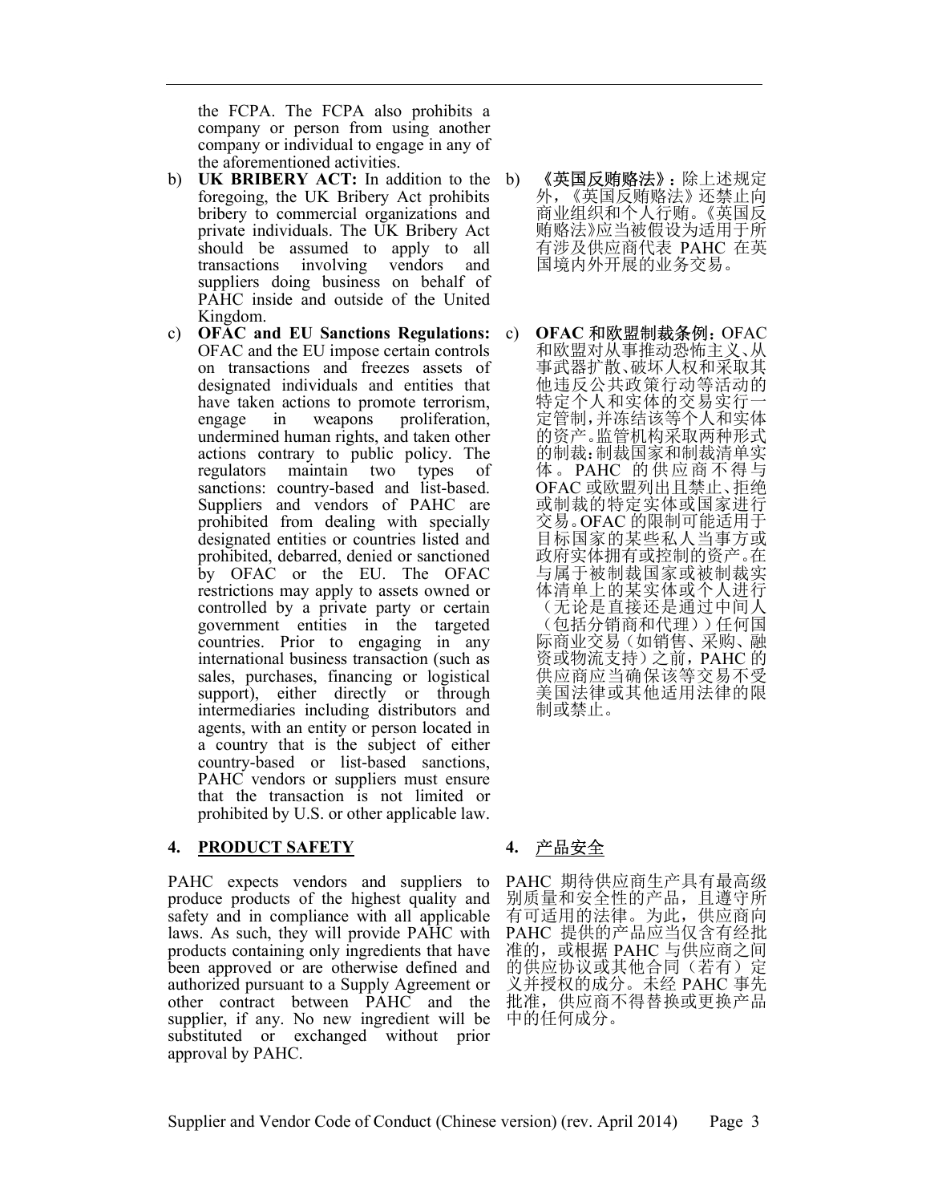the FCPA. The FCPA also prohibits a company or person from using another company or individual to engage in any of the aforementioned activities.

b) **UK BRIBERY ACT:** In addition to the foregoing, the UK Bribery Act prohibits bribery to commercial organizations and private individuals. The UK Bribery Act should be assumed to apply to all transactions involving vendors and suppliers doing business on behalf of PAHC inside and outside of the United Kingdom.

b) **《英国反贿赂法》：**除上述规定外，《英国反贿赂法》还禁止向商业组织和个人行贿。《英国反贿赂法》应当被假设为适用于所有涉及供应商代表 PAHC 在英国境内外开展的业务交易。

c) **OFAC and EU Sanctions Regulations:** OFAC and the EU impose certain controls on transactions and freezes assets of designated individuals and entities that have taken actions to promote terrorism, engage in weapons proliferation, undermined human rights, and taken other actions contrary to public policy. The regulators maintain two types of sanctions: country-based and list-based. Suppliers and vendors of PAHC are prohibited from dealing with specially designated entities or countries listed and prohibited, debarred, denied or sanctioned by OFAC or the EU. The OFAC restrictions may apply to assets owned or controlled by a private party or certain government entities in the targeted countries. Prior to engaging in any international business transaction (such as sales, purchases, financing or logistical support), either directly or through intermediaries including distributors and agents, with an entity or person located in a country that is the subject of either country-based or list-based sanctions, PAHC vendors or suppliers must ensure that the transaction is not limited or prohibited by U.S. or other applicable law.

c) **OFAC 和欧盟制裁条例：**OFAC 和欧盟对从事推动恐怖主义、从事武器扩散、破坏人权和采取其他违反公共政策行动等活动的特定个人和实体的交易实行一定管制，并冻结该等个人和实体的资产。监管机构采取两种形式的制裁：制裁国家和制裁清单实体。PAHC 的供应商不得与 OFAC 或欧盟列出且禁止、拒绝或制裁的特定实体或国家进行交易。OFAC 的限制可能适用于目标国家的某些私人当事方或政府实体拥有或控制的资产。在与属于被制裁国家或被制裁实体清单上的某实体或个人进行（无论是直接还是通过中间人（包括分销商和代理））任何国际商业交易（如销售、采购、融资或物流支持）之前，PAHC 的供应商应当确保该等交易不受美国法律或其他适用法律的限制或禁止。

## 4. PRODUCT SAFETY

## 4. 产品安全

PAHC expects vendors and suppliers to produce products of the highest quality and safety and in compliance with all applicable laws. As such, they will provide PAHC with products containing only ingredients that have been approved or are otherwise defined and authorized pursuant to a Supply Agreement or other contract between PAHC and the supplier, if any. No new ingredient will be substituted or exchanged without prior approval by PAHC.

PAHC 期待供应商生产具有最高级别质量和安全性的产品，且遵守所有可适用的法律。为此，供应商向 PAHC 提供的产品应当仅含有经批准的，或根据 PAHC 与供应商之间的供应协议或其他合同（若有）定义并授权的成分。未经 PAHC 事先批准，供应商不得替换或更换产品中的任何成分。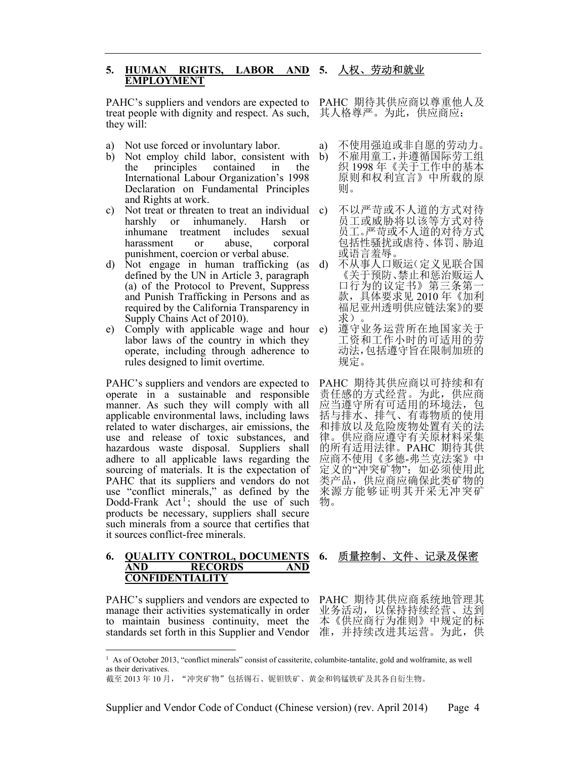## 5. HUMAN RIGHTS, LABOR AND EMPLOYMENT

PAHC's suppliers and vendors are expected to treat people with dignity and respect. As such, they will:

a) Not use forced or involuntary labor.
b) Not employ child labor, consistent with the principles contained in the International Labour Organization's 1998 Declaration on Fundamental Principles and Rights at work.
c) Not treat or threaten to treat an individual harshly or inhumanely. Harsh or inhumane treatment includes sexual harassment or abuse, corporal punishment, coercion or verbal abuse.
d) Not engage in human trafficking (as defined by the UN in Article 3, paragraph (a) of the Protocol to Prevent, Suppress and Punish Trafficking in Persons and as required by the California Transparency in Supply Chains Act of 2010).
e) Comply with applicable wage and hour labor laws of the country in which they operate, including through adherence to rules designed to limit overtime.

PAHC's suppliers and vendors are expected to operate in a sustainable and responsible manner. As such they will comply with all applicable environmental laws, including laws related to water discharges, air emissions, the use and release of toxic substances, and hazardous waste disposal. Suppliers shall adhere to all applicable laws regarding the sourcing of materials. It is the expectation of PAHC that its suppliers and vendors do not use "conflict minerals," as defined by the Dodd-Frank Act[1]; should the use of such products be necessary, suppliers shall secure such minerals from a source that certifies that it sources conflict-free minerals.

## 5. 人权、劳动和就业

PAHC 期待其供应商以尊重他人及其人格尊严。为此，供应商应：

a) 不使用强迫或非自愿的劳动力。
b) 不雇用童工，并遵循国际劳工组织 1998 年《关于工作中的基本原则和权利宣言》中所载的原则。
c) 不以严苛或不人道的方式对待员工或威胁将以该等方式对待员工。严苛或不人道的对待方式包括性骚扰或虐待、体罚、胁迫或语言羞辱。
d) 不从事人口贩运（定义见联合国《关于预防、禁止和惩治贩运人口行为的议定书》第三条第一款，具体要求见 2010 年《加利福尼亚州透明供应链法案》的要求）。
e) 遵守业务运营所在地国家关于工资和工作小时的可适用的劳动法，包括遵守旨在限制加班的规定。

PAHC 期待其供应商以可持续和有责任感的方式经营。为此，供应商应当遵守所有可适用的环境法，包括与排水、排气、有毒物质的使用和排放以及危险废物处置有关的法律。供应商应遵守有关原材料采集的所有适用法律。PAHC 期待其供应商不使用《多德-弗兰克法案》中定义的"冲突矿物"；如必须使用此类产品，供应商应确保此类矿物的来源方能够证明其开采无冲突矿物。

## 6. QUALITY CONTROL, DOCUMENTS AND RECORDS AND CONFIDENTIALITY

PAHC's suppliers and vendors are expected to manage their activities systematically in order to maintain business continuity, meet the standards set forth in this Supplier and Vendor

## 6. 质量控制、文件、记录及保密

PAHC 期待其供应商系统地管理其业务活动，以保持持续经营、达到本《供应商行为准则》中规定的标准，并持续改进其运营。为此，供

---

[1] As of October 2013, "conflict minerals" consist of cassiterite, columbite-tantalite, gold and wolframite, as well as their derivatives.

截至 2013 年 10 月，"冲突矿物"包括锡石、铌钽铁矿、黄金和钨锰铁矿及其各自衍生物。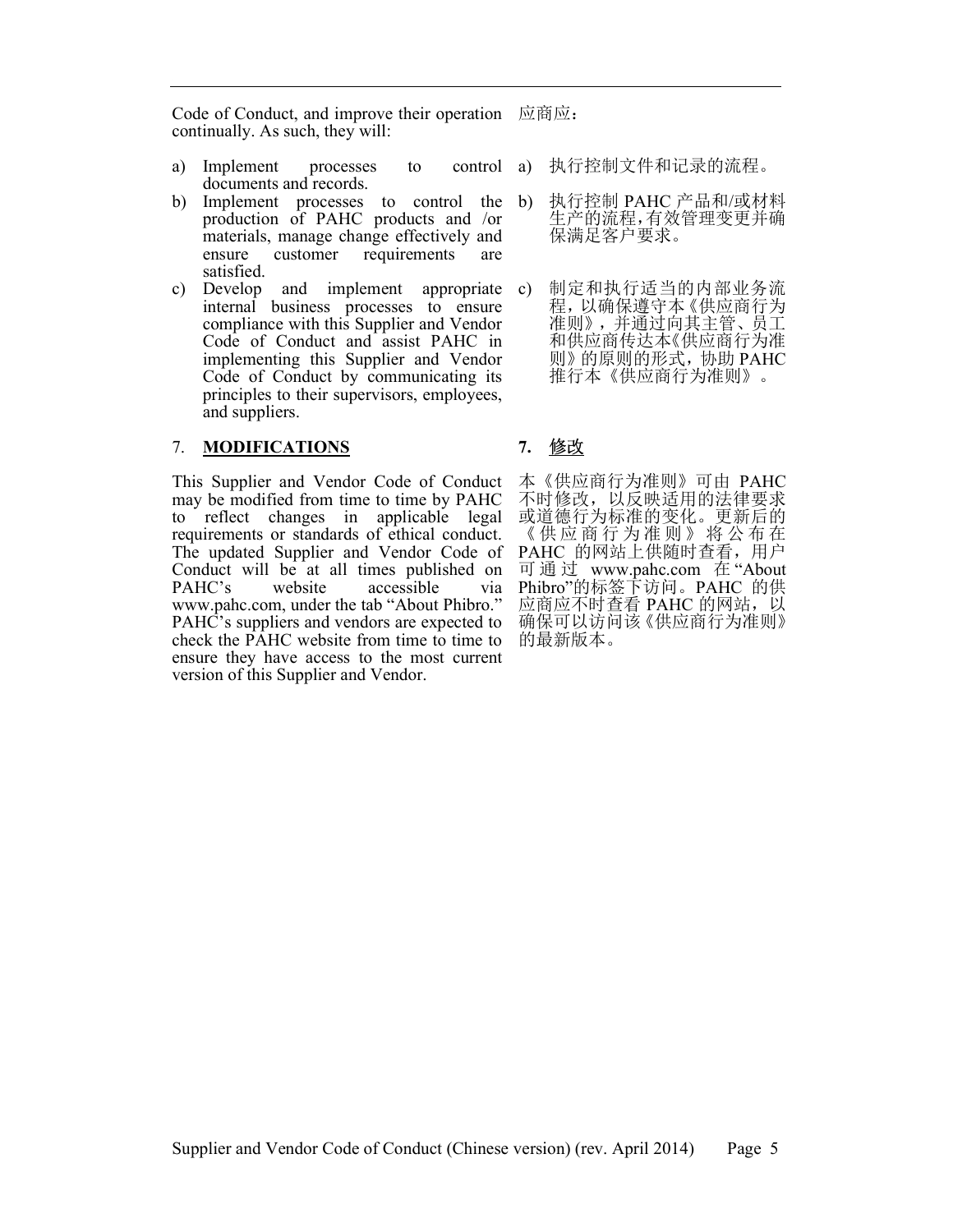Code of Conduct, and improve their operation continually. As such, they will:

a) Implement processes to control documents and records.
b) Implement processes to control the production of PAHC products and /or materials, manage change effectively and ensure customer requirements are satisfied.
c) Develop and implement appropriate internal business processes to ensure compliance with this Supplier and Vendor Code of Conduct and assist PAHC in implementing this Supplier and Vendor Code of Conduct by communicating its principles to their supervisors, employees, and suppliers.

应商应：

a) 执行控制文件和记录的流程。
b) 执行控制 PAHC 产品和/或材料生产的流程，有效管理变更并确保满足客户要求。
c) 制定和执行适当的内部业务流程，以确保遵守本《供应商行为准则》，并通过向其主管、员工和供应商传达本《供应商行为准则》的原则的形式，协助 PAHC 推行本《供应商行为准则》。

## 7. **MODIFICATIONS**

This Supplier and Vendor Code of Conduct may be modified from time to time by PAHC to reflect changes in applicable legal requirements or standards of ethical conduct. The updated Supplier and Vendor Code of Conduct will be at all times published on PAHC's website accessible via www.pahc.com, under the tab "About Phibro." PAHC's suppliers and vendors are expected to check the PAHC website from time to time to ensure they have access to the most current version of this Supplier and Vendor.

## **7.** 修改

本《供应商行为准则》可由 PAHC 不时修改，以反映适用的法律要求或道德行为标准的变化。更新后的《供应商行为准则》将公布在 PAHC 的网站上供随时查看，用户可通过 www.pahc.com 在"About Phibro"的标签下访问。PAHC 的供应商应不时查看 PAHC 的网站，以确保可以访问该《供应商行为准则》的最新版本。